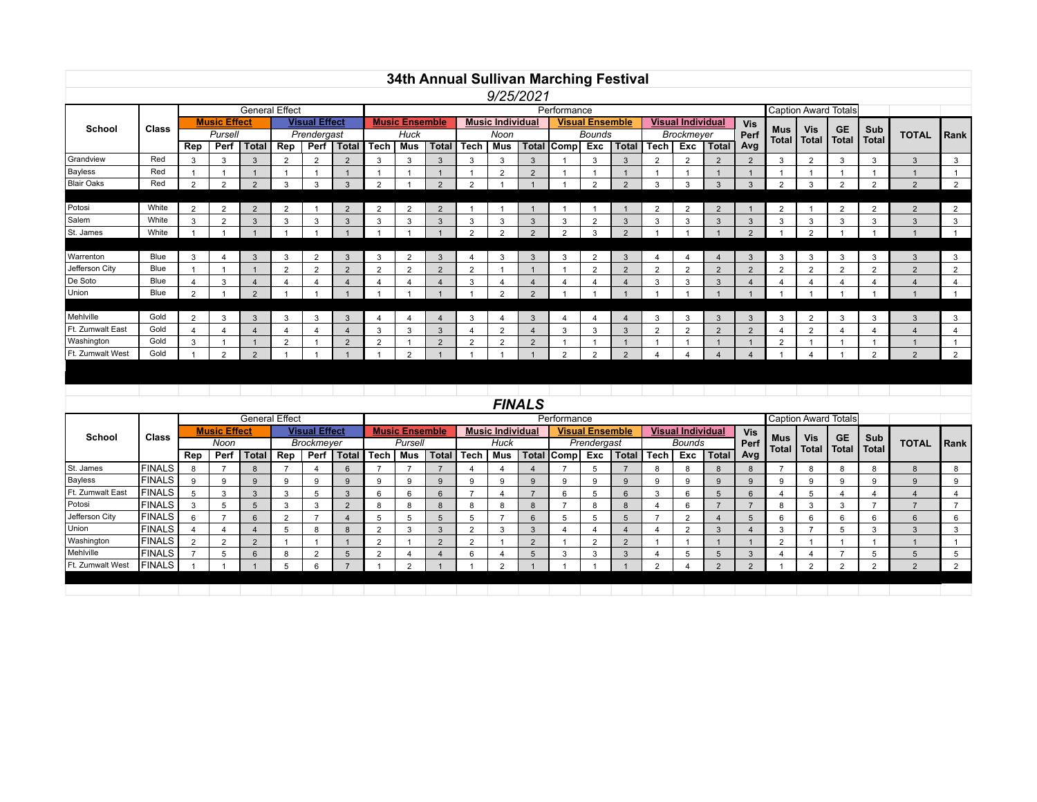# 34th Annual Sullivan Marching Festival

*9/25/2021*

| School | Class | General Effect | | | | | | Performance | | | | | | | | | | | | | Caption Award Totals | | | | | |
|---|---|---|---|---|---|---|---|---|---|---|---|---|---|---|---|---|---|---|---|---|---|---|---|---|---|---|
| | | Music Effect | | | Visual Effect | | | Music Ensemble | | | Music Individual | | | Visual Ensemble | | | Visual Individual | | | Vis Perf Avg | Mus Total | Vis Total | GE Total | Sub Total | TOTAL | Rank |
| | | Pursell | | | Prendergast | | | Huck | | | Noon | | | Bounds | | | Brockmeyer | | | | | | | | | |
| | | Rep | Perf | Total | Rep | Perf | Total | Tech | Mus | Total | Tech | Mus | Total | Comp | Exc | Total | Tech | Exc | Total | | | | | | | |
| Grandview | Red | 3 | 3 | 3 | 2 | 2 | 2 | 3 | 3 | 3 | 3 | 3 | 3 | 1 | 3 | 3 | 2 | 2 | 2 | 2 | 3 | 2 | 3 | 3 | 3 | 3 |
| Bayless | Red | 1 | 1 | 1 | 1 | 1 | 1 | 1 | 1 | 1 | 1 | 2 | 2 | 1 | 1 | 1 | 1 | 1 | 1 | 1 | 1 | 1 | 1 | 1 | 1 | 1 |
| Blair Oaks | Red | 2 | 2 | 2 | 3 | 3 | 3 | 2 | 1 | 2 | 2 | 1 | 1 | 1 | 2 | 2 | 3 | 3 | 3 | 3 | 2 | 3 | 2 | 2 | 2 | 2 |
| Potosi | White | 2 | 2 | 2 | 2 | 1 | 2 | 2 | 2 | 2 | 1 | 1 | 1 | 1 | 1 | 1 | 2 | 2 | 2 | 1 | 2 | 1 | 2 | 2 | 2 | 2 |
| Salem | White | 3 | 2 | 3 | 3 | 3 | 3 | 3 | 3 | 3 | 3 | 3 | 3 | 3 | 2 | 3 | 3 | 3 | 3 | 3 | 3 | 3 | 3 | 3 | 3 | 3 |
| St. James | White | 1 | 1 | 1 | 1 | 1 | 1 | 1 | 1 | 1 | 2 | 2 | 2 | 2 | 3 | 2 | 1 | 1 | 1 | 2 | 1 | 2 | 1 | 1 | 1 | 1 |
| Warrenton | Blue | 3 | 4 | 3 | 3 | 2 | 3 | 3 | 2 | 3 | 4 | 3 | 3 | 3 | 2 | 3 | 4 | 4 | 4 | 3 | 3 | 3 | 3 | 3 | 3 | 3 |
| Jefferson City | Blue | 1 | 1 | 1 | 2 | 2 | 2 | 2 | 2 | 2 | 2 | 1 | 1 | 1 | 2 | 2 | 2 | 2 | 2 | 2 | 2 | 2 | 2 | 2 | 2 | 2 |
| De Soto | Blue | 4 | 3 | 4 | 4 | 4 | 4 | 4 | 4 | 4 | 3 | 4 | 4 | 4 | 4 | 4 | 3 | 3 | 3 | 4 | 4 | 4 | 4 | 4 | 4 | 4 |
| Union | Blue | 2 | 1 | 2 | 1 | 1 | 1 | 1 | 1 | 1 | 1 | 2 | 2 | 1 | 1 | 1 | 1 | 1 | 1 | 1 | 1 | 1 | 1 | 1 | 1 | 1 |
| Mehlville | Gold | 2 | 3 | 3 | 3 | 3 | 3 | 4 | 4 | 4 | 3 | 4 | 3 | 4 | 4 | 4 | 3 | 3 | 3 | 3 | 3 | 2 | 3 | 3 | 3 | 3 |
| Ft. Zumwalt East | Gold | 4 | 4 | 4 | 4 | 4 | 4 | 3 | 3 | 3 | 4 | 2 | 4 | 3 | 3 | 3 | 2 | 2 | 2 | 2 | 4 | 2 | 4 | 4 | 4 | 4 |
| Washington | Gold | 3 | 1 | 1 | 2 | 1 | 2 | 2 | 1 | 2 | 2 | 2 | 2 | 1 | 1 | 1 | 1 | 1 | 1 | 1 | 2 | 1 | 1 | 1 | 1 | 1 |
| Ft. Zumwalt West | Gold | 1 | 2 | 2 | 1 | 1 | 1 | 1 | 2 | 1 | 1 | 1 | 1 | 2 | 2 | 2 | 4 | 4 | 4 | 4 | 1 | 4 | 1 | 2 | 2 | 2 |

## *FINALS*

| School | Class | General Effect | | | | | | Performance | | | | | | | | | | | | | Caption Award Totals | | | | | |
|---|---|---|---|---|---|---|---|---|---|---|---|---|---|---|---|---|---|---|---|---|---|---|---|---|---|---|
| | | Music Effect | | | Visual Effect | | | Music Ensemble | | | Music Individual | | | Visual Ensemble | | | Visual Individual | | | Vis Perf Avg | Mus Total | Vis Total | GE Total | Sub Total | TOTAL | Rank |
| | | Noon | | | Brockmeyer | | | Pursell | | | Huck | | | Prendergast | | | Bounds | | | | | | | | | |
| | | Rep | Perf | Total | Rep | Perf | Total | Tech | Mus | Total | Tech | Mus | Total | Comp | Exc | Total | Tech | Exc | Total | | | | | | | |
| St. James | FINALS | 8 | 7 | 8 | 7 | 4 | 6 | 7 | 7 | 7 | 4 | 4 | 4 | 7 | 5 | 7 | 8 | 8 | 8 | 8 | 7 | 8 | 8 | 8 | 8 | 8 |
| Bayless | FINALS | 9 | 9 | 9 | 9 | 9 | 9 | 9 | 9 | 9 | 9 | 9 | 9 | 9 | 9 | 9 | 9 | 9 | 9 | 9 | 9 | 9 | 9 | 9 | 9 | 9 |
| Ft. Zumwalt East | FINALS | 5 | 3 | 3 | 3 | 5 | 3 | 6 | 6 | 6 | 7 | 4 | 7 | 6 | 5 | 6 | 3 | 6 | 5 | 6 | 4 | 5 | 4 | 4 | 4 | 4 |
| Potosi | FINALS | 3 | 5 | 5 | 3 | 3 | 2 | 8 | 8 | 8 | 8 | 8 | 8 | 7 | 8 | 8 | 4 | 6 | 7 | 7 | 8 | 3 | 3 | 7 | 7 | 7 |
| Jefferson City | FINALS | 6 | 7 | 6 | 2 | 7 | 4 | 5 | 5 | 5 | 5 | 7 | 6 | 5 | 5 | 5 | 7 | 2 | 4 | 5 | 6 | 6 | 6 | 6 | 6 | 6 |
| Union | FINALS | 4 | 4 | 4 | 5 | 8 | 8 | 2 | 3 | 3 | 2 | 3 | 3 | 4 | 4 | 4 | 4 | 2 | 3 | 4 | 3 | 7 | 5 | 3 | 3 | 3 |
| Washington | FINALS | 2 | 2 | 2 | 1 | 1 | 1 | 2 | 1 | 2 | 2 | 1 | 2 | 1 | 2 | 2 | 1 | 1 | 1 | 1 | 2 | 1 | 1 | 1 | 1 | 1 |
| Mehlville | FINALS | 7 | 5 | 6 | 8 | 2 | 5 | 2 | 4 | 4 | 6 | 4 | 5 | 3 | 3 | 3 | 4 | 5 | 5 | 3 | 4 | 4 | 7 | 5 | 5 | 5 |
| Ft. Zumwalt West | FINALS | 1 | 1 | 1 | 5 | 6 | 7 | 1 | 2 | 1 | 1 | 2 | 1 | 1 | 1 | 1 | 2 | 4 | 2 | 2 | 1 | 2 | 2 | 2 | 2 | 2 |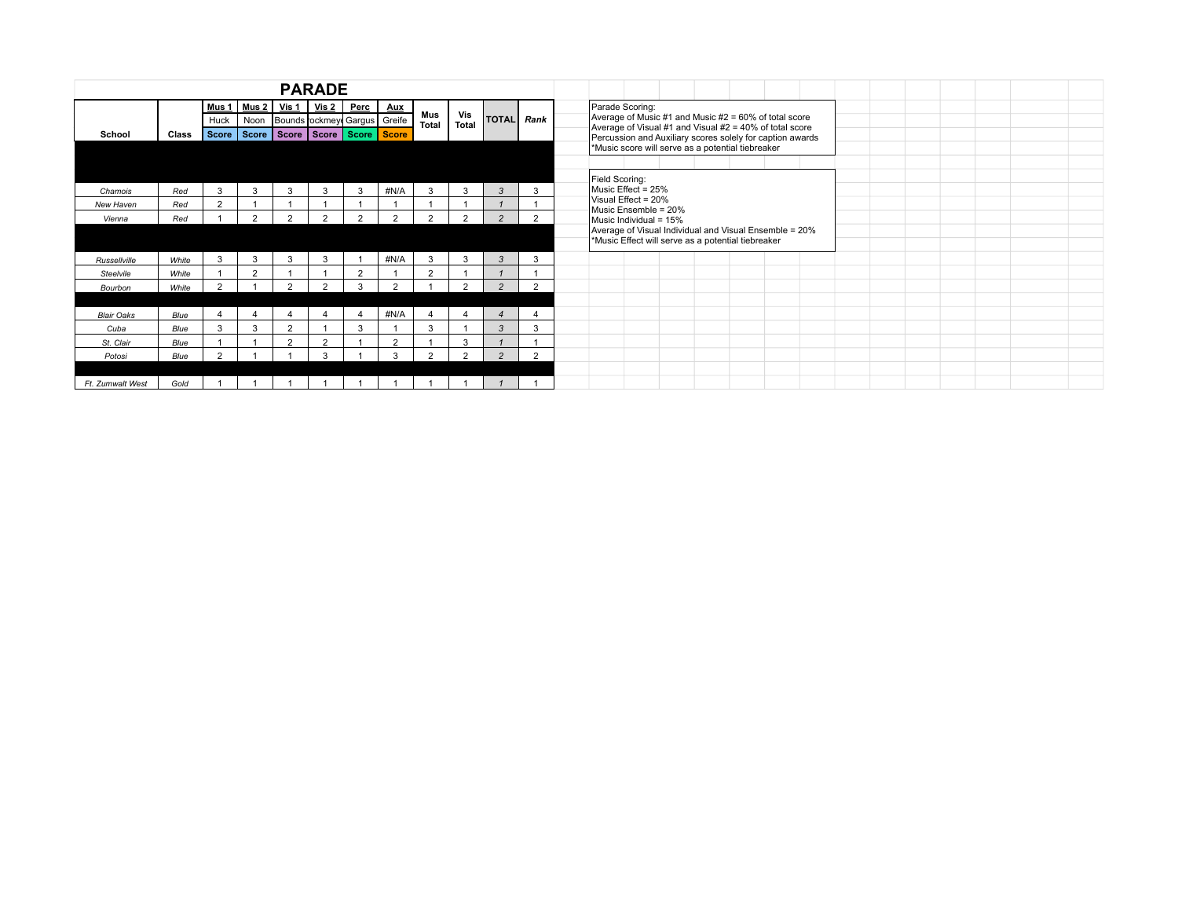# PARADE

| School | Class | Mus 1 | Mus 2 | Vis 1 | Vis 2 | Perc | Aux | Mus Total | Vis Total | TOTAL | Rank |
|---|---|---|---|---|---|---|---|---|---|---|---|
| | | Huck | Noon | Bounds | ockmey | Gargus | Greife | | | | |
| | | Score | Score | Score | Score | Score | Score | | | | |
| *Chamois* | *Red* | 3 | 3 | 3 | 3 | 3 | #N/A | 3 | 3 | *3* | 3 |
| *New Haven* | *Red* | 2 | 1 | 1 | 1 | 1 | 1 | 1 | 1 | *1* | 1 |
| *Vienna* | *Red* | 1 | 2 | 2 | 2 | 2 | 2 | 2 | 2 | *2* | 2 |
| *Russellville* | *White* | 3 | 3 | 3 | 3 | 1 | #N/A | 3 | 3 | *3* | 3 |
| *Steelvile* | *White* | 1 | 2 | 1 | 1 | 2 | 1 | 2 | 1 | *1* | 1 |
| *Bourbon* | *White* | 2 | 1 | 2 | 2 | 3 | 2 | 1 | 2 | *2* | 2 |
| *Blair Oaks* | *Blue* | 4 | 4 | 4 | 4 | 4 | #N/A | 4 | 4 | *4* | 4 |
| *Cuba* | *Blue* | 3 | 3 | 2 | 1 | 3 | 1 | 3 | 1 | *3* | 3 |
| *St. Clair* | *Blue* | 1 | 1 | 2 | 2 | 1 | 2 | 1 | 3 | *1* | 1 |
| *Potosi* | *Blue* | 2 | 1 | 1 | 3 | 1 | 3 | 2 | 2 | *2* | 2 |
| *Ft. Zumwalt West* | *Gold* | 1 | 1 | 1 | 1 | 1 | 1 | 1 | 1 | *1* | 1 |

Parade Scoring:
Average of Music #1 and Music #2 = 60% of total score
Average of Visual #1 and Visual #2 = 40% of total score
Percussion and Auxiliary scores solely for caption awards
*Music score will serve as a potential tiebreaker

Field Scoring:
Music Effect = 25%
Visual Effect = 20%
Music Ensemble = 20%
Music Individual = 15%
Average of Visual Individual and Visual Ensemble = 20%
*Music Effect will serve as a potential tiebreaker